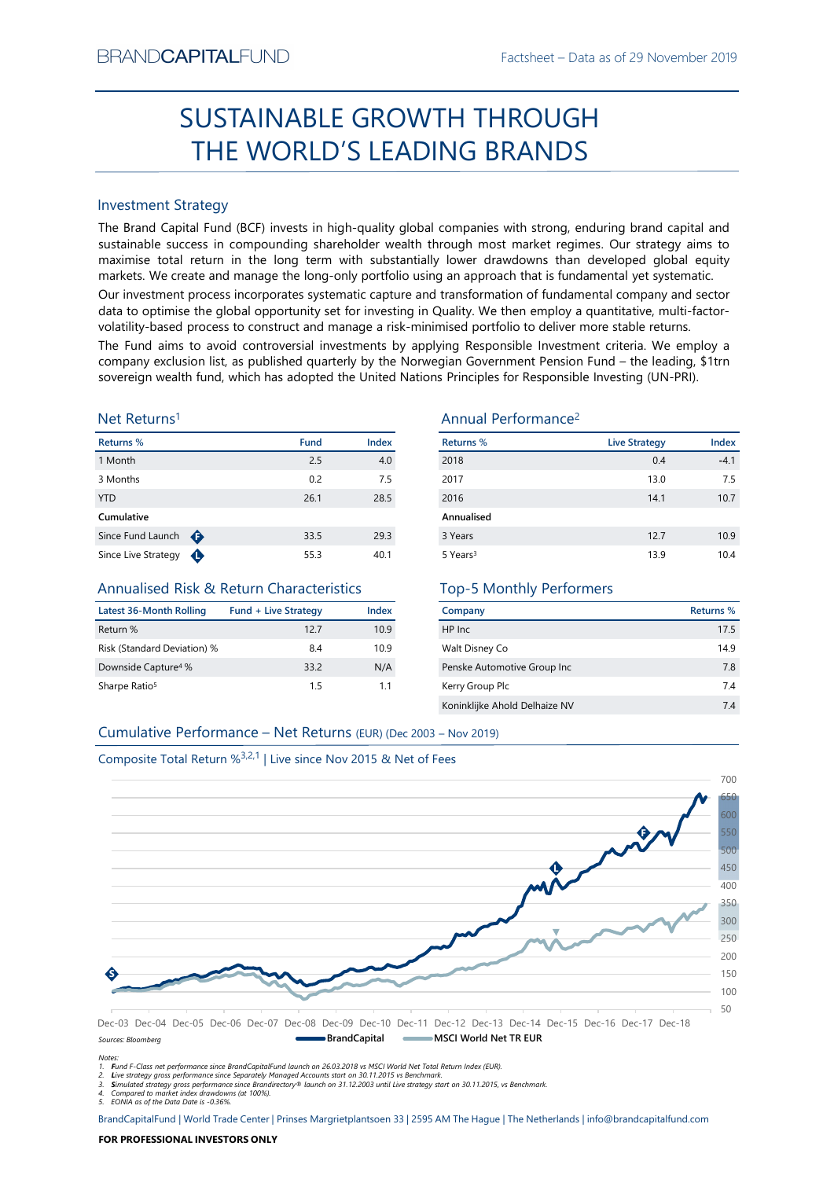BRANDCAPITALFUND

Factsheet – Data as of 29 November 2019

# SUSTAINABLE GROWTH THROUGH THE WORLD'S LEADING BRANDS

## Investment Strategy

The Brand Capital Fund (BCF) invests in high-quality global companies with strong, enduring brand capital and sustainable success in compounding shareholder wealth through most market regimes. Our strategy aims to maximise total return in the long term with substantially lower drawdowns than developed global equity markets. We create and manage the long-only portfolio using an approach that is fundamental yet systematic.

Our investment process incorporates systematic capture and transformation of fundamental company and sector data to optimise the global opportunity set for investing in Quality. We then employ a quantitative, multi-factor-volatility-based process to construct and manage a risk-minimised portfolio to deliver more stable returns.

The Fund aims to avoid controversial investments by applying Responsible Investment criteria. We employ a company exclusion list, as published quarterly by the Norwegian Government Pension Fund – the leading, $1trn sovereign wealth fund, which has adopted the United Nations Principles for Responsible Investing (UN-PRI).

## Net Returns[1]

| Returns % | Fund | Index |
|---|---|---|
| 1 Month | 2.5 | 4.0 |
| 3 Months | 0.2 | 7.5 |
| YTD | 26.1 | 28.5 |
| **Cumulative** | | |
| Since Fund Launch (F) | 33.5 | 29.3 |
| Since Live Strategy (L) | 55.3 | 40.1 |

## Annual Performance[2]

| Returns % | Live Strategy | Index |
|---|---|---|
| 2018 | 0.4 | -4.1 |
| 2017 | 13.0 | 7.5 |
| 2016 | 14.1 | 10.7 |
| **Annualised** | | |
| 3 Years | 12.7 | 10.9 |
| 5 Years[3] | 13.9 | 10.4 |

## Annualised Risk & Return Characteristics

| Latest 36-Month Rolling | Fund + Live Strategy | Index |
|---|---|---|
| Return % | 12.7 | 10.9 |
| Risk (Standard Deviation) % | 8.4 | 10.9 |
| Downside Capture[4] % | 33.2 | N/A |
| Sharpe Ratio[5] | 1.5 | 1.1 |

## Top-5 Monthly Performers

| Company | Returns % |
|---|---|
| HP Inc | 17.5 |
| Walt Disney Co | 14.9 |
| Penske Automotive Group Inc | 7.8 |
| Kerry Group Plc | 7.4 |
| Koninklijke Ahold Delhaize NV | 7.4 |

## Cumulative Performance – Net Returns (EUR) (Dec 2003 – Nov 2019)

Composite Total Return %[3,2,1] | Live since Nov 2015 & Net of Fees

Sources: Bloomberg — BrandCapital — MSCI World Net TR EUR

Notes:
1. Fund F-Class net performance since BrandCapitalFund launch on 26.03.2018 vs MSCI World Net Total Return Index (EUR).
2. Live strategy gross performance since Separately Managed Accounts start on 30.11.2015 vs Benchmark.
3. Simulated strategy gross performance since Brandirectory® launch on 31.12.2003 until Live strategy start on 30.11.2015, vs Benchmark.
4. Compared to market index drawdowns (at 100%).
5. EONIA as of the Data Date is -0.36%.

BrandCapitalFund | World Trade Center | Prinses Margrietplantsoen 33 | 2595 AM The Hague | The Netherlands | info@brandcapitalfund.com

**FOR PROFESSIONAL INVESTORS ONLY**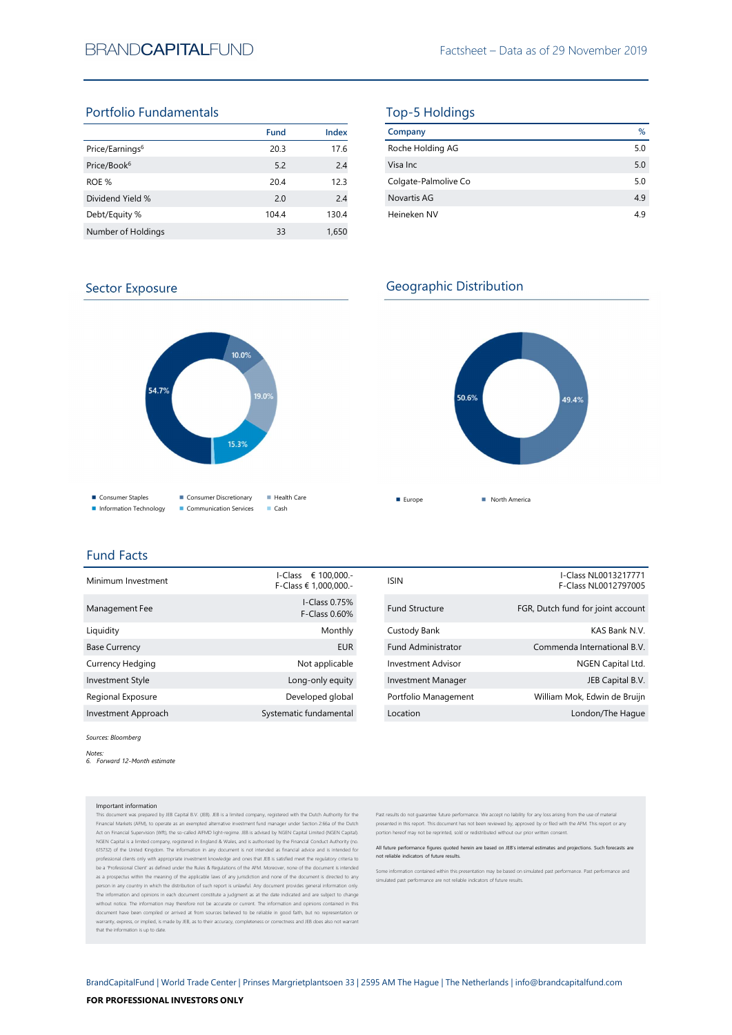## Portfolio Fundamentals

| | Fund | Index |
|---|---|---|
| Price/Earnings[6] | 20.3 | 17.6 |
| Price/Book[6] | 5.2 | 2.4 |
| ROE % | 20.4 | 12.3 |
| Dividend Yield % | 2.0 | 2.4 |
| Debt/Equity % | 104.4 | 130.4 |
| Number of Holdings | 33 | 1,650 |

## Top-5 Holdings

| Company | % |
|---|---|
| Roche Holding AG | 5.0 |
| Visa Inc | 5.0 |
| Colgate-Palmolive Co | 5.0 |
| Novartis AG | 4.9 |
| Heineken NV | 4.9 |

## Sector Exposure

10.0%
19.0%
15.3%
54.7%

Consumer Staples
Consumer Discretionary
Health Care
Information Technology
Communication Services
Cash

## Geographic Distribution

50.6%
49.4%

Europe
North America

## Fund Facts

| | | | |
|---|---|---|---|
| Minimum Investment | I-Class € 100,000.-<br>F-Class € 1,000,000.- | ISIN | I-Class NL0013217771<br>F-Class NL0012797005 |
| Management Fee | I-Class 0.75%<br>F-Class 0.60% | Fund Structure | FGR, Dutch fund for joint account |
| Liquidity | Monthly | Custody Bank | KAS Bank N.V. |
| Base Currency | EUR | Fund Administrator | Commenda International B.V. |
| Currency Hedging | Not applicable | Investment Advisor | NGEN Capital Ltd. |
| Investment Style | Long-only equity | Investment Manager | JEB Capital B.V. |
| Regional Exposure | Developed global | Portfolio Management | William Mok, Edwin de Bruijn |
| Investment Approach | Systematic fundamental | Location | London/The Hague |

*Sources: Bloomberg*

*Notes:*
*6. Forward 12-Month estimate*

Important information

This document was prepared by JEB Capital B.V. (JEB). JEB is a limited company, registered with the Dutch Authority for the Financial Markets (AFM), to operate as an exempted alternative investment fund manager under Section 2:66a of the Dutch Act on Financial Supervision (Wft), the so-called AIFMD light-regime. JEB is advised by NGEN Capital Limited (NGEN Capital). NGEN Capital is a limited company, registered in England & Wales, and is authorised by the Financial Conduct Authority (no. 615732) of the United Kingdom. The information in any document is not intended as financial advice and is intended for professional clients only with appropriate investment knowledge and ones that JEB is satisfied meet the regulatory criteria to be a 'Professional Client' as defined under the Rules & Regulations of the AFM. Moreover, none of the document is intended as a prospectus within the meaning of the applicable laws of any jurisdiction and none of the document is directed to any person in any country in which the distribution of such report is unlawful. Any document provides general information only. The information and opinions in each document constitute a judgment as at the date indicated and are subject to change without notice. The information may therefore not be accurate or current. The information and opinions contained in this document have been compiled or arrived at from sources believed to be reliable in good faith, but no representation or warranty, express, or implied, is made by JEB, as to their accuracy, completeness or correctness and JEB does also not warrant that the information is up to date.

Past results do not guarantee future performance. We accept no liability for any loss arising from the use of material presented in this report. This document has not been reviewed by, approved by or filed with the AFM. This report or any portion hereof may not be reprinted, sold or redistributed without our prior written consent.

All future performance figures quoted herein are based on JEB's internal estimates and projections. Such forecasts are not reliable indicators of future results.

Some information contained within this presentation may be based on simulated past performance. Past performance and simulated past performance are not reliable indicators of future results.

BrandCapitalFund | World Trade Center | Prinses Margrietplantsoen 33 | 2595 AM The Hague | The Netherlands | info@brandcapitalfund.com

**FOR PROFESSIONAL INVESTORS ONLY**